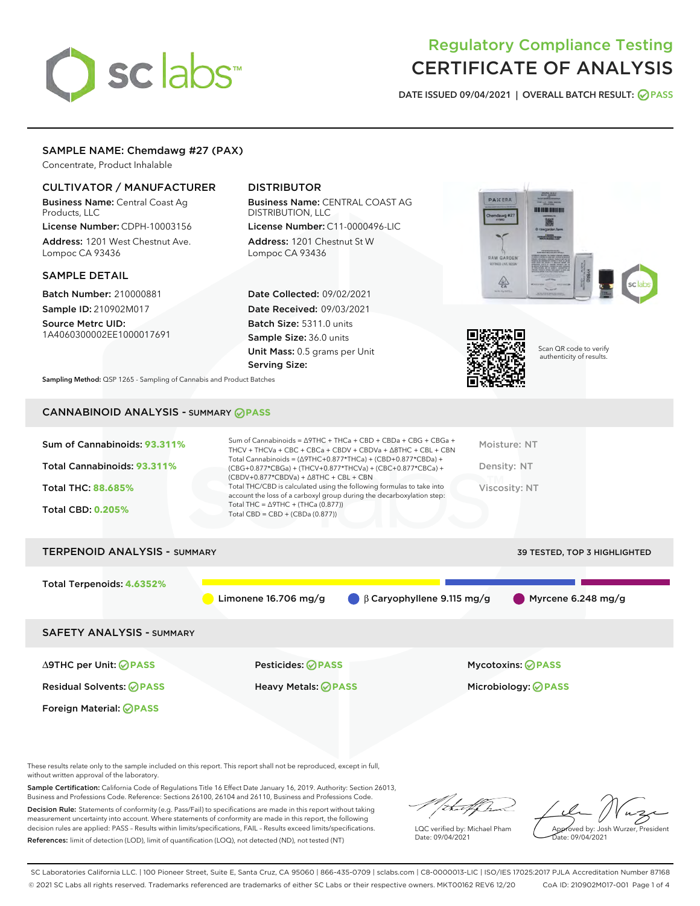# Regulatory Compliance Testing CERTIFICATE OF ANALYSIS

DATE ISSUED 09/04/2021 | OVERALL BATCH RESULT: PASS

## SAMPLE NAME: Chemdawg #27 (PAX)

Concentrate, Product Inhalable

### CULTIVATOR / MANUFACTURER

**Business Name:** Central Coast Ag Products, LLC
**License Number:** CDPH-10003156
**Address:** 1201 West Chestnut Ave. Lompoc CA 93436

### DISTRIBUTOR

**Business Name:** CENTRAL COAST AG DISTRIBUTION, LLC
**License Number:** C11-0000496-LIC
**Address:** 1201 Chestnut St W Lompoc CA 93436

### SAMPLE DETAIL

**Batch Number:** 210000881
**Sample ID:** 210902M017
**Source Metrc UID:** 1A4060300002EE1000017691

**Date Collected:** 09/02/2021
**Date Received:** 09/03/2021
**Batch Size:** 5311.0 units
**Sample Size:** 36.0 units
**Unit Mass:** 0.5 grams per Unit
**Serving Size:**

Scan QR code to verify authenticity of results.

**Sampling Method:** QSP 1265 - Sampling of Cannabis and Product Batches

## CANNABINOID ANALYSIS - SUMMARY PASS

Sum of Cannabinoids: **93.311%**
Total Cannabinoids: **93.311%**
Total THC: **88.685%**
Total CBD: **0.205%**

Sum of Cannabinoids = Δ9THC + THCa + CBD + CBDa + CBG + CBGa + THCV + THCVa + CBC + CBCa + CBDV + CBDVa + Δ8THC + CBL + CBN
Total Cannabinoids = (Δ9THC+0.877*THCa) + (CBD+0.877*CBDa) + (CBG+0.877*CBGa) + (THCV+0.877*THCVa) + (CBC+0.877*CBCa) + (CBDV+0.877*CBDVa) + Δ8THC + CBL + CBN
Total THC/CBD is calculated using the following formulas to take into account the loss of a carboxyl group during the decarboxylation step:
Total THC = Δ9THC + (THCa (0.877))
Total CBD = CBD + (CBDa (0.877))

Moisture: NT
Density: NT
Viscosity: NT

## TERPENOID ANALYSIS - SUMMARY

39 TESTED, TOP 3 HIGHLIGHTED

Total Terpenoids: **4.6352%**

Limonene 16.706 mg/g | β Caryophyllene 9.115 mg/g | Myrcene 6.248 mg/g

## SAFETY ANALYSIS - SUMMARY

| | | |
|---|---|---|
| Δ9THC per Unit: PASS | Pesticides: PASS | Mycotoxins: PASS |
| Residual Solvents: PASS | Heavy Metals: PASS | Microbiology: PASS |
| Foreign Material: PASS | | |

These results relate only to the sample included on this report. This report shall not be reproduced, except in full, without written approval of the laboratory.

**Sample Certification:** California Code of Regulations Title 16 Effect Date January 16, 2019. Authority: Section 26013, Business and Professions Code. Reference: Sections 26100, 26104 and 26110, Business and Professions Code.

**Decision Rule:** Statements of conformity (e.g. Pass/Fail) to specifications are made in this report without taking measurement uncertainty into account. Where statements of conformity are made in this report, the following decision rules are applied: PASS – Results within limits/specifications, FAIL – Results exceed limits/specifications.

**References:** limit of detection (LOD), limit of quantification (LOQ), not detected (ND), not tested (NT)

LQC verified by: Michael Pham
Date: 09/04/2021

Approved by: Josh Wurzer, President
Date: 09/04/2021

SC Laboratories California LLC. | 100 Pioneer Street, Suite E, Santa Cruz, CA 95060 | 866-435-0709 | sclabs.com | C8-0000013-LIC | ISO/IES 17025:2017 PJLA Accreditation Number 87168
© 2021 SC Labs all rights reserved. Trademarks referenced are trademarks of either SC Labs or their respective owners. MKT00162 REV6 12/20 CoA ID: 210902M017-001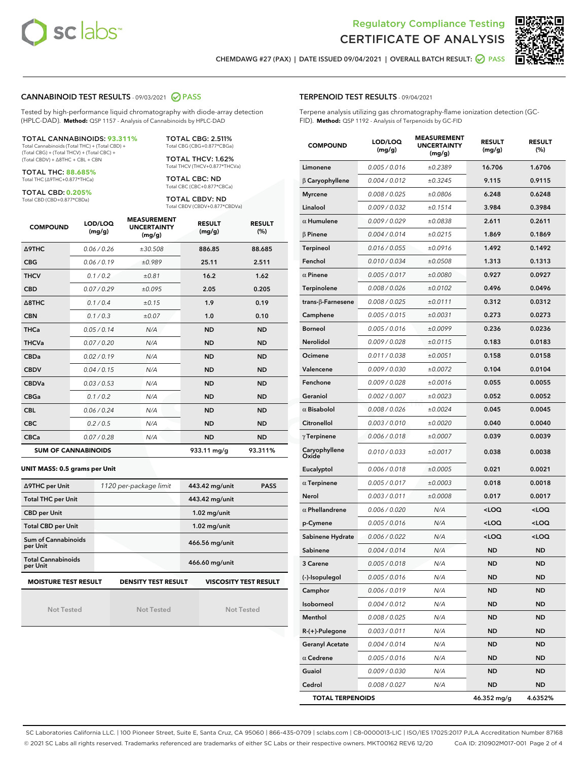Regulatory Compliance Testing
# CERTIFICATE OF ANALYSIS

CHEMDAWG #27 (PAX) | DATE ISSUED 09/04/2021 | OVERALL BATCH RESULT: PASS

## CANNABINOID TEST RESULTS - 09/03/2021 PASS

Tested by high-performance liquid chromatography with diode-array detection (HPLC-DAD). **Method:** QSP 1157 - Analysis of Cannabinoids by HPLC-DAD

**TOTAL CANNABINOIDS: 93.311%**
Total Cannabinoids (Total THC) + (Total CBD) + (Total CBG) + (Total THCV) + (Total CBC) + (Total CBDV) + Δ8THC + CBL + CBN

**TOTAL THC: 88.685%**
Total THC (Δ9THC+0.877*THCa)

**TOTAL CBD: 0.205%**
Total CBD (CBD+0.877*CBDa)

**TOTAL CBG: 2.511%**
Total CBG (CBG+0.877*CBGa)

**TOTAL THCV: 1.62%**
Total THCV (THCV+0.877*THCVa)

**TOTAL CBC: ND**
Total CBC (CBC+0.877*CBCa)

**TOTAL CBDV: ND**
Total CBDV (CBDV+0.877*CBDVa)

| COMPOUND | LOD/LOQ (mg/g) | MEASUREMENT UNCERTAINTY (mg/g) | RESULT (mg/g) | RESULT (%) |
|---|---|---|---|---|
| Δ9THC | 0.06 / 0.26 | ±30.508 | 886.85 | 88.685 |
| CBG | 0.06 / 0.19 | ±0.989 | 25.11 | 2.511 |
| THCV | 0.1 / 0.2 | ±0.81 | 16.2 | 1.62 |
| CBD | 0.07 / 0.29 | ±0.095 | 2.05 | 0.205 |
| Δ8THC | 0.1 / 0.4 | ±0.15 | 1.9 | 0.19 |
| CBN | 0.1 / 0.3 | ±0.07 | 1.0 | 0.10 |
| THCa | 0.05 / 0.14 | N/A | ND | ND |
| THCVa | 0.07 / 0.20 | N/A | ND | ND |
| CBDa | 0.02 / 0.19 | N/A | ND | ND |
| CBDV | 0.04 / 0.15 | N/A | ND | ND |
| CBDVa | 0.03 / 0.53 | N/A | ND | ND |
| CBGa | 0.1 / 0.2 | N/A | ND | ND |
| CBL | 0.06 / 0.24 | N/A | ND | ND |
| CBC | 0.2 / 0.5 | N/A | ND | ND |
| CBCa | 0.07 / 0.28 | N/A | ND | ND |
| **SUM OF CANNABINOIDS** | | | 933.11 mg/g | 93.311% |

**UNIT MASS: 0.5 grams per Unit**

| | | | |
|---|---|---|---|
| Δ9THC per Unit | 1120 per-package limit | 443.42 mg/unit | PASS |
| Total THC per Unit | | 443.42 mg/unit | |
| CBD per Unit | | 1.02 mg/unit | |
| Total CBD per Unit | | 1.02 mg/unit | |
| Sum of Cannabinoids per Unit | | 466.56 mg/unit | |
| Total Cannabinoids per Unit | | 466.60 mg/unit | |

| MOISTURE TEST RESULT | DENSITY TEST RESULT | VISCOSITY TEST RESULT |
|---|---|---|
| Not Tested | Not Tested | Not Tested |

## TERPENOID TEST RESULTS - 09/04/2021

Terpene analysis utilizing gas chromatography-flame ionization detection (GC-FID). **Method:** QSP 1192 - Analysis of Terpenoids by GC-FID

| COMPOUND | LOD/LOQ (mg/g) | MEASUREMENT UNCERTAINTY (mg/g) | RESULT (mg/g) | RESULT (%) |
|---|---|---|---|---|
| Limonene | 0.005 / 0.016 | ±0.2389 | 16.706 | 1.6706 |
| β Caryophyllene | 0.004 / 0.012 | ±0.3245 | 9.115 | 0.9115 |
| Myrcene | 0.008 / 0.025 | ±0.0806 | 6.248 | 0.6248 |
| Linalool | 0.009 / 0.032 | ±0.1514 | 3.984 | 0.3984 |
| α Humulene | 0.009 / 0.029 | ±0.0838 | 2.611 | 0.2611 |
| β Pinene | 0.004 / 0.014 | ±0.0215 | 1.869 | 0.1869 |
| Terpineol | 0.016 / 0.055 | ±0.0916 | 1.492 | 0.1492 |
| Fenchol | 0.010 / 0.034 | ±0.0508 | 1.313 | 0.1313 |
| α Pinene | 0.005 / 0.017 | ±0.0080 | 0.927 | 0.0927 |
| Terpinolene | 0.008 / 0.026 | ±0.0102 | 0.496 | 0.0496 |
| trans-β-Farnesene | 0.008 / 0.025 | ±0.0111 | 0.312 | 0.0312 |
| Camphene | 0.005 / 0.015 | ±0.0031 | 0.273 | 0.0273 |
| Borneol | 0.005 / 0.016 | ±0.0099 | 0.236 | 0.0236 |
| Nerolidol | 0.009 / 0.028 | ±0.0115 | 0.183 | 0.0183 |
| Ocimene | 0.011 / 0.038 | ±0.0051 | 0.158 | 0.0158 |
| Valencene | 0.009 / 0.030 | ±0.0072 | 0.104 | 0.0104 |
| Fenchone | 0.009 / 0.028 | ±0.0016 | 0.055 | 0.0055 |
| Geraniol | 0.002 / 0.007 | ±0.0023 | 0.052 | 0.0052 |
| α Bisabolol | 0.008 / 0.026 | ±0.0024 | 0.045 | 0.0045 |
| Citronellol | 0.003 / 0.010 | ±0.0020 | 0.040 | 0.0040 |
| γ Terpinene | 0.006 / 0.018 | ±0.0007 | 0.039 | 0.0039 |
| Caryophyllene Oxide | 0.010 / 0.033 | ±0.0017 | 0.038 | 0.0038 |
| Eucalyptol | 0.006 / 0.018 | ±0.0005 | 0.021 | 0.0021 |
| α Terpinene | 0.005 / 0.017 | ±0.0003 | 0.018 | 0.0018 |
| Nerol | 0.003 / 0.011 | ±0.0008 | 0.017 | 0.0017 |
| α Phellandrene | 0.006 / 0.020 | N/A | <LOQ | <LOQ |
| p-Cymene | 0.005 / 0.016 | N/A | <LOQ | <LOQ |
| Sabinene Hydrate | 0.006 / 0.022 | N/A | <LOQ | <LOQ |
| Sabinene | 0.004 / 0.014 | N/A | ND | ND |
| 3 Carene | 0.005 / 0.018 | N/A | ND | ND |
| (-)-Isopulegol | 0.005 / 0.016 | N/A | ND | ND |
| Camphor | 0.006 / 0.019 | N/A | ND | ND |
| Isoborneol | 0.004 / 0.012 | N/A | ND | ND |
| Menthol | 0.008 / 0.025 | N/A | ND | ND |
| R-(+)-Pulegone | 0.003 / 0.011 | N/A | ND | ND |
| Geranyl Acetate | 0.004 / 0.014 | N/A | ND | ND |
| α Cedrene | 0.005 / 0.016 | N/A | ND | ND |
| Guaiol | 0.009 / 0.030 | N/A | ND | ND |
| Cedrol | 0.008 / 0.027 | N/A | ND | ND |
| **TOTAL TERPENOIDS** | | | 46.352 mg/g | 4.6352% |

SC Laboratories California LLC. | 100 Pioneer Street, Suite E, Santa Cruz, CA 95060 | 866-435-0709 | sclabs.com | C8-0000013-LIC | ISO/IES 17025:2017 PJLA Accreditation Number 87168
© 2021 SC Labs all rights reserved. Trademarks referenced are trademarks of either SC Labs or their respective owners. MKT00162 REV6 12/20 CoA ID: 210902M017-001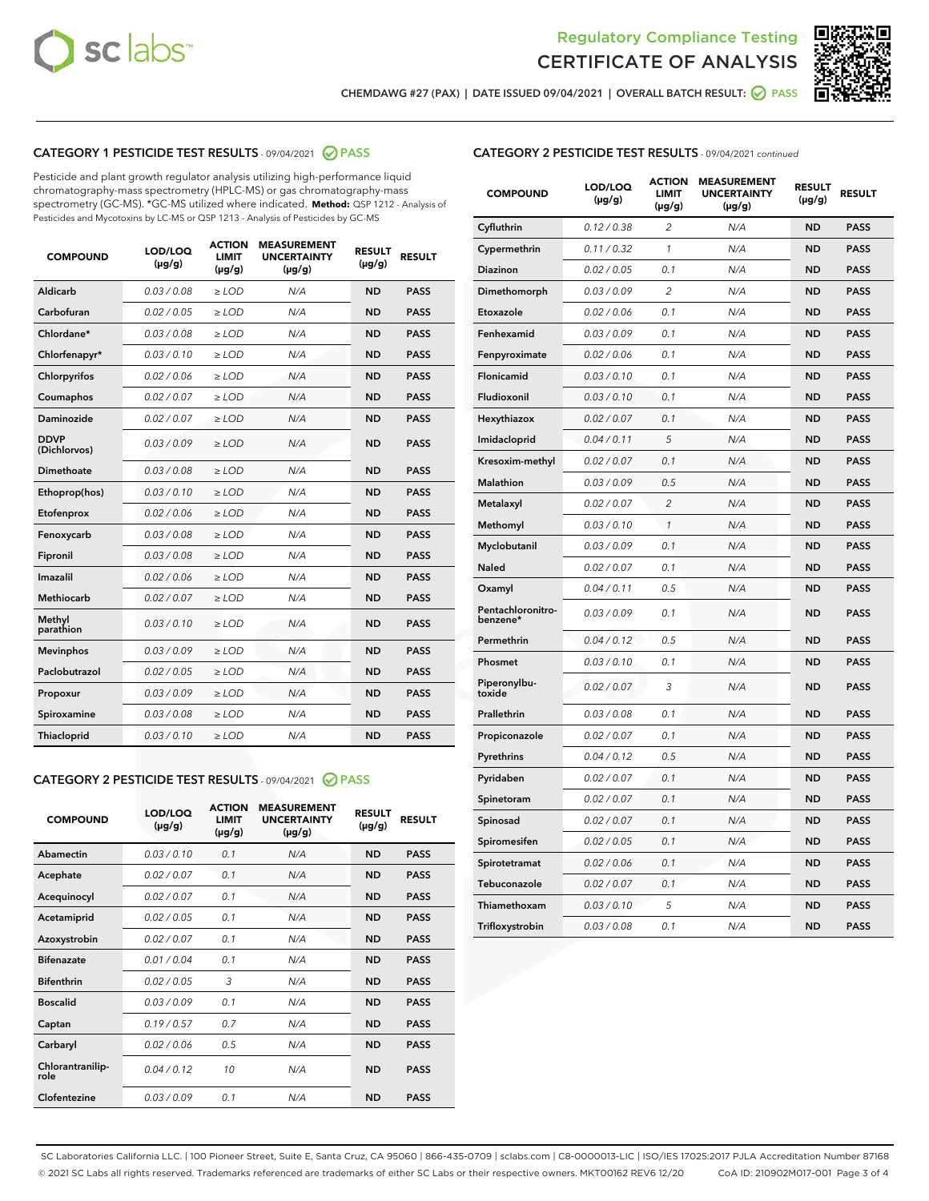# Regulatory Compliance Testing
# CERTIFICATE OF ANALYSIS

CHEMDAWG #27 (PAX) | DATE ISSUED 09/04/2021 | OVERALL BATCH RESULT: PASS

## CATEGORY 1 PESTICIDE TEST RESULTS - 09/04/2021 PASS

Pesticide and plant growth regulator analysis utilizing high-performance liquid chromatography-mass spectrometry (HPLC-MS) or gas chromatography-mass spectrometry (GC-MS). *GC-MS utilized where indicated. **Method:** QSP 1212 - Analysis of Pesticides and Mycotoxins by LC-MS or QSP 1213 - Analysis of Pesticides by GC-MS

| COMPOUND | LOD/LOQ (µg/g) | ACTION LIMIT (µg/g) | MEASUREMENT UNCERTAINTY (µg/g) | RESULT (µg/g) | RESULT |
|---|---|---|---|---|---|
| Aldicarb | 0.03 / 0.08 | ≥ LOD | N/A | ND | PASS |
| Carbofuran | 0.02 / 0.05 | ≥ LOD | N/A | ND | PASS |
| Chlordane* | 0.03 / 0.08 | ≥ LOD | N/A | ND | PASS |
| Chlorfenapyr* | 0.03 / 0.10 | ≥ LOD | N/A | ND | PASS |
| Chlorpyrifos | 0.02 / 0.06 | ≥ LOD | N/A | ND | PASS |
| Coumaphos | 0.02 / 0.07 | ≥ LOD | N/A | ND | PASS |
| Daminozide | 0.02 / 0.07 | ≥ LOD | N/A | ND | PASS |
| DDVP (Dichlorvos) | 0.03 / 0.09 | ≥ LOD | N/A | ND | PASS |
| Dimethoate | 0.03 / 0.08 | ≥ LOD | N/A | ND | PASS |
| Ethoprop(hos) | 0.03 / 0.10 | ≥ LOD | N/A | ND | PASS |
| Etofenprox | 0.02 / 0.06 | ≥ LOD | N/A | ND | PASS |
| Fenoxycarb | 0.03 / 0.08 | ≥ LOD | N/A | ND | PASS |
| Fipronil | 0.03 / 0.08 | ≥ LOD | N/A | ND | PASS |
| Imazalil | 0.02 / 0.06 | ≥ LOD | N/A | ND | PASS |
| Methiocarb | 0.02 / 0.07 | ≥ LOD | N/A | ND | PASS |
| Methyl parathion | 0.03 / 0.10 | ≥ LOD | N/A | ND | PASS |
| Mevinphos | 0.03 / 0.09 | ≥ LOD | N/A | ND | PASS |
| Paclobutrazol | 0.02 / 0.05 | ≥ LOD | N/A | ND | PASS |
| Propoxur | 0.03 / 0.09 | ≥ LOD | N/A | ND | PASS |
| Spiroxamine | 0.03 / 0.08 | ≥ LOD | N/A | ND | PASS |
| Thiacloprid | 0.03 / 0.10 | ≥ LOD | N/A | ND | PASS |

## CATEGORY 2 PESTICIDE TEST RESULTS - 09/04/2021 PASS

| COMPOUND | LOD/LOQ (µg/g) | ACTION LIMIT (µg/g) | MEASUREMENT UNCERTAINTY (µg/g) | RESULT (µg/g) | RESULT |
|---|---|---|---|---|---|
| Abamectin | 0.03 / 0.10 | 0.1 | N/A | ND | PASS |
| Acephate | 0.02 / 0.07 | 0.1 | N/A | ND | PASS |
| Acequinocyl | 0.02 / 0.07 | 0.1 | N/A | ND | PASS |
| Acetamiprid | 0.02 / 0.05 | 0.1 | N/A | ND | PASS |
| Azoxystrobin | 0.02 / 0.07 | 0.1 | N/A | ND | PASS |
| Bifenazate | 0.01 / 0.04 | 0.1 | N/A | ND | PASS |
| Bifenthrin | 0.02 / 0.05 | 3 | N/A | ND | PASS |
| Boscalid | 0.03 / 0.09 | 0.1 | N/A | ND | PASS |
| Captan | 0.19 / 0.57 | 0.7 | N/A | ND | PASS |
| Carbaryl | 0.02 / 0.06 | 0.5 | N/A | ND | PASS |
| Chlorantraniliprole | 0.04 / 0.12 | 10 | N/A | ND | PASS |
| Clofentezine | 0.03 / 0.09 | 0.1 | N/A | ND | PASS |
| Cyfluthrin | 0.12 / 0.38 | 2 | N/A | ND | PASS |
| Cypermethrin | 0.11 / 0.32 | 1 | N/A | ND | PASS |
| Diazinon | 0.02 / 0.05 | 0.1 | N/A | ND | PASS |
| Dimethomorph | 0.03 / 0.09 | 2 | N/A | ND | PASS |
| Etoxazole | 0.02 / 0.06 | 0.1 | N/A | ND | PASS |
| Fenhexamid | 0.03 / 0.09 | 0.1 | N/A | ND | PASS |
| Fenpyroximate | 0.02 / 0.06 | 0.1 | N/A | ND | PASS |
| Flonicamid | 0.03 / 0.10 | 0.1 | N/A | ND | PASS |
| Fludioxonil | 0.03 / 0.10 | 0.1 | N/A | ND | PASS |
| Hexythiazox | 0.02 / 0.07 | 0.1 | N/A | ND | PASS |
| Imidacloprid | 0.04 / 0.11 | 5 | N/A | ND | PASS |
| Kresoxim-methyl | 0.02 / 0.07 | 0.1 | N/A | ND | PASS |
| Malathion | 0.03 / 0.09 | 0.5 | N/A | ND | PASS |
| Metalaxyl | 0.02 / 0.07 | 2 | N/A | ND | PASS |
| Methomyl | 0.03 / 0.10 | 1 | N/A | ND | PASS |
| Myclobutanil | 0.03 / 0.09 | 0.1 | N/A | ND | PASS |
| Naled | 0.02 / 0.07 | 0.1 | N/A | ND | PASS |
| Oxamyl | 0.04 / 0.11 | 0.5 | N/A | ND | PASS |
| Pentachloronitrobenzene* | 0.03 / 0.09 | 0.1 | N/A | ND | PASS |
| Permethrin | 0.04 / 0.12 | 0.5 | N/A | ND | PASS |
| Phosmet | 0.03 / 0.10 | 0.1 | N/A | ND | PASS |
| Piperonylbutoxide | 0.02 / 0.07 | 3 | N/A | ND | PASS |
| Prallethrin | 0.03 / 0.08 | 0.1 | N/A | ND | PASS |
| Propiconazole | 0.02 / 0.07 | 0.1 | N/A | ND | PASS |
| Pyrethrins | 0.04 / 0.12 | 0.5 | N/A | ND | PASS |
| Pyridaben | 0.02 / 0.07 | 0.1 | N/A | ND | PASS |
| Spinetoram | 0.02 / 0.07 | 0.1 | N/A | ND | PASS |
| Spinosad | 0.02 / 0.07 | 0.1 | N/A | ND | PASS |
| Spiromesifen | 0.02 / 0.05 | 0.1 | N/A | ND | PASS |
| Spirotetramat | 0.02 / 0.06 | 0.1 | N/A | ND | PASS |
| Tebuconazole | 0.02 / 0.07 | 0.1 | N/A | ND | PASS |
| Thiamethoxam | 0.03 / 0.10 | 5 | N/A | ND | PASS |
| Trifloxystrobin | 0.03 / 0.08 | 0.1 | N/A | ND | PASS |

SC Laboratories California LLC. | 100 Pioneer Street, Suite E, Santa Cruz, CA 95060 | 866-435-0709 | sclabs.com | C8-0000013-LIC | ISO/IES 17025:2017 PJLA Accreditation Number 87168
© 2021 SC Labs all rights reserved. Trademarks referenced are trademarks of either SC Labs or their respective owners. MKT00162 REV6 12/20 CoA ID: 210902M017-001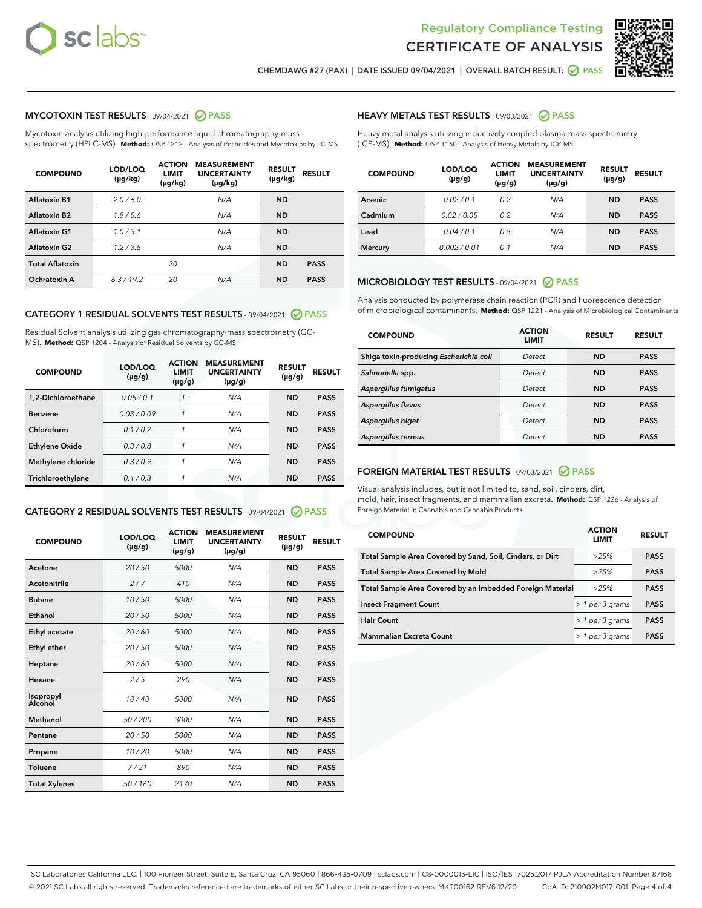Regulatory Compliance Testing
CERTIFICATE OF ANALYSIS

CHEMDAWG #27 (PAX) | DATE ISSUED 09/04/2021 | OVERALL BATCH RESULT: PASS

## MYCOTOXIN TEST RESULTS - 09/04/2021 PASS

Mycotoxin analysis utilizing high-performance liquid chromatography-mass spectrometry (HPLC-MS). **Method:** QSP 1212 - Analysis of Pesticides and Mycotoxins by LC-MS

| COMPOUND | LOD/LOQ (µg/kg) | ACTION LIMIT (µg/kg) | MEASUREMENT UNCERTAINTY (µg/kg) | RESULT (µg/kg) | RESULT |
|---|---|---|---|---|---|
| Aflatoxin B1 | 2.0 / 6.0 | | N/A | ND | |
| Aflatoxin B2 | 1.8 / 5.6 | | N/A | ND | |
| Aflatoxin G1 | 1.0 / 3.1 | | N/A | ND | |
| Aflatoxin G2 | 1.2 / 3.5 | | N/A | ND | |
| Total Aflatoxin | | 20 | | ND | PASS |
| Ochratoxin A | 6.3 / 19.2 | 20 | N/A | ND | PASS |

## CATEGORY 1 RESIDUAL SOLVENTS TEST RESULTS - 09/04/2021 PASS

Residual Solvent analysis utilizing gas chromatography-mass spectrometry (GC-MS). **Method:** QSP 1204 - Analysis of Residual Solvents by GC-MS

| COMPOUND | LOD/LOQ (µg/g) | ACTION LIMIT (µg/g) | MEASUREMENT UNCERTAINTY (µg/g) | RESULT (µg/g) | RESULT |
|---|---|---|---|---|---|
| 1,2-Dichloroethane | 0.05 / 0.1 | 1 | N/A | ND | PASS |
| Benzene | 0.03 / 0.09 | 1 | N/A | ND | PASS |
| Chloroform | 0.1 / 0.2 | 1 | N/A | ND | PASS |
| Ethylene Oxide | 0.3 / 0.8 | 1 | N/A | ND | PASS |
| Methylene chloride | 0.3 / 0.9 | 1 | N/A | ND | PASS |
| Trichloroethylene | 0.1 / 0.3 | 1 | N/A | ND | PASS |

## CATEGORY 2 RESIDUAL SOLVENTS TEST RESULTS - 09/04/2021 PASS

| COMPOUND | LOD/LOQ (µg/g) | ACTION LIMIT (µg/g) | MEASUREMENT UNCERTAINTY (µg/g) | RESULT (µg/g) | RESULT |
|---|---|---|---|---|---|
| Acetone | 20 / 50 | 5000 | N/A | ND | PASS |
| Acetonitrile | 2 / 7 | 410 | N/A | ND | PASS |
| Butane | 10 / 50 | 5000 | N/A | ND | PASS |
| Ethanol | 20 / 50 | 5000 | N/A | ND | PASS |
| Ethyl acetate | 20 / 60 | 5000 | N/A | ND | PASS |
| Ethyl ether | 20 / 50 | 5000 | N/A | ND | PASS |
| Heptane | 20 / 60 | 5000 | N/A | ND | PASS |
| Hexane | 2 / 5 | 290 | N/A | ND | PASS |
| Isopropyl Alcohol | 10 / 40 | 5000 | N/A | ND | PASS |
| Methanol | 50 / 200 | 3000 | N/A | ND | PASS |
| Pentane | 20 / 50 | 5000 | N/A | ND | PASS |
| Propane | 10 / 20 | 5000 | N/A | ND | PASS |
| Toluene | 7 / 21 | 890 | N/A | ND | PASS |
| Total Xylenes | 50 / 160 | 2170 | N/A | ND | PASS |

## HEAVY METALS TEST RESULTS - 09/03/2021 PASS

Heavy metal analysis utilizing inductively coupled plasma-mass spectrometry (ICP-MS). **Method:** QSP 1160 - Analysis of Heavy Metals by ICP-MS

| COMPOUND | LOD/LOQ (µg/g) | ACTION LIMIT (µg/g) | MEASUREMENT UNCERTAINTY (µg/g) | RESULT (µg/g) | RESULT |
|---|---|---|---|---|---|
| Arsenic | 0.02 / 0.1 | 0.2 | N/A | ND | PASS |
| Cadmium | 0.02 / 0.05 | 0.2 | N/A | ND | PASS |
| Lead | 0.04 / 0.1 | 0.5 | N/A | ND | PASS |
| Mercury | 0.002 / 0.01 | 0.1 | N/A | ND | PASS |

## MICROBIOLOGY TEST RESULTS - 09/04/2021 PASS

Analysis conducted by polymerase chain reaction (PCR) and fluorescence detection of microbiological contaminants. **Method:** QSP 1221 - Analysis of Microbiological Contaminants

| COMPOUND | ACTION LIMIT | RESULT | RESULT |
|---|---|---|---|
| Shiga toxin-producing *Escherichia coli* | Detect | ND | PASS |
| *Salmonella* spp. | Detect | ND | PASS |
| *Aspergillus fumigatus* | Detect | ND | PASS |
| *Aspergillus flavus* | Detect | ND | PASS |
| *Aspergillus niger* | Detect | ND | PASS |
| *Aspergillus terreus* | Detect | ND | PASS |

## FOREIGN MATERIAL TEST RESULTS - 09/03/2021 PASS

Visual analysis includes, but is not limited to, sand, soil, cinders, dirt, mold, hair, insect fragments, and mammalian excreta. **Method:** QSP 1226 - Analysis of Foreign Material in Cannabis and Cannabis Products

| COMPOUND | ACTION LIMIT | RESULT |
|---|---|---|
| Total Sample Area Covered by Sand, Soil, Cinders, or Dirt | >25% | PASS |
| Total Sample Area Covered by Mold | >25% | PASS |
| Total Sample Area Covered by an Imbedded Foreign Material | >25% | PASS |
| Insect Fragment Count | > 1 per 3 grams | PASS |
| Hair Count | > 1 per 3 grams | PASS |
| Mammalian Excreta Count | > 1 per 3 grams | PASS |

SC Laboratories California LLC. | 100 Pioneer Street, Suite E, Santa Cruz, CA 95060 | 866-435-0709 | sclabs.com | C8-0000013-LIC | ISO/IES 17025:2017 PJLA Accreditation Number 87168
© 2021 SC Labs all rights reserved. Trademarks referenced are trademarks of either SC Labs or their respective owners. MKT00162 REV6 12/20 CoA ID: 210902M017-001